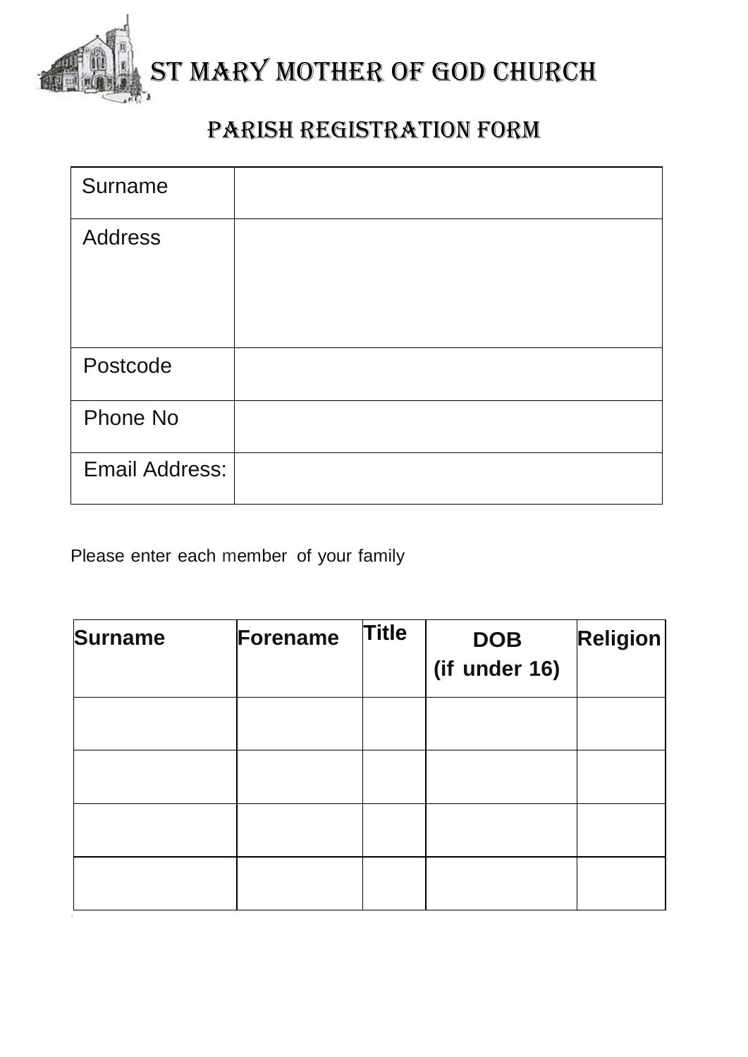# ST MARY MOTHER OF GOD CHURCH

## PARISH REGISTRATION FORM

| Surname | |
|---|---|
| Address | |
| Postcode | |
| Phone No | |
| Email Address: | |

Please enter each member of your family

| Surname | Forename | Title | DOB (if under 16) | Religion |
|---|---|---|---|---|
| | | | | |
| | | | | |
| | | | | |
| | | | | |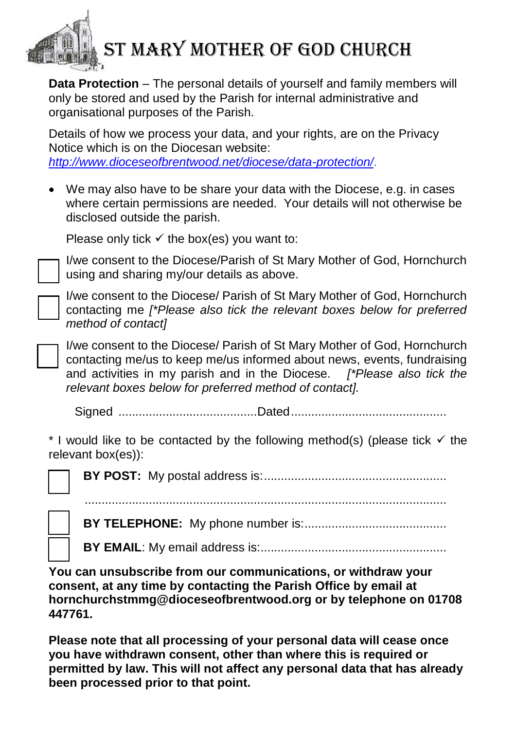# ST MARY MOTHER OF GOD CHURCH

**Data Protection** – The personal details of yourself and family members will only be stored and used by the Parish for internal administrative and organisational purposes of the Parish.

Details of how we process your data, and your rights, are on the Privacy Notice which is on the Diocesan website: *http://www.dioceseofbrentwood.net/diocese/data-protection/*.

- We may also have to be share your data with the Diocese, e.g. in cases where certain permissions are needed. Your details will not otherwise be disclosed outside the parish.

Please only tick ✓ the box(es) you want to:

☐ I/we consent to the Diocese/Parish of St Mary Mother of God, Hornchurch using and sharing my/our details as above.

☐ I/we consent to the Diocese/ Parish of St Mary Mother of God, Hornchurch contacting me *[*Please also tick the relevant boxes below for preferred method of contact]*

☐ I/we consent to the Diocese/ Parish of St Mary Mother of God, Hornchurch contacting me/us to keep me/us informed about news, events, fundraising and activities in my parish and in the Diocese. *[*Please also tick the relevant boxes below for preferred method of contact].*

Signed ........................................Dated.............................................

* I would like to be contacted by the following method(s) (please tick ✓ the relevant box(es)):

☐ **BY POST:** My postal address is:.....................................................

.........................................................................................................

☐ **BY TELEPHONE:** My phone number is:.........................................

☐ **BY EMAIL**: My email address is:.....................................................

**You can unsubscribe from our communications, or withdraw your consent, at any time by contacting the Parish Office by email at hornchurchstmmg@dioceseofbrentwood.org or by telephone on 01708 447761.**

**Please note that all processing of your personal data will cease once you have withdrawn consent, other than where this is required or permitted by law. This will not affect any personal data that has already been processed prior to that point.**